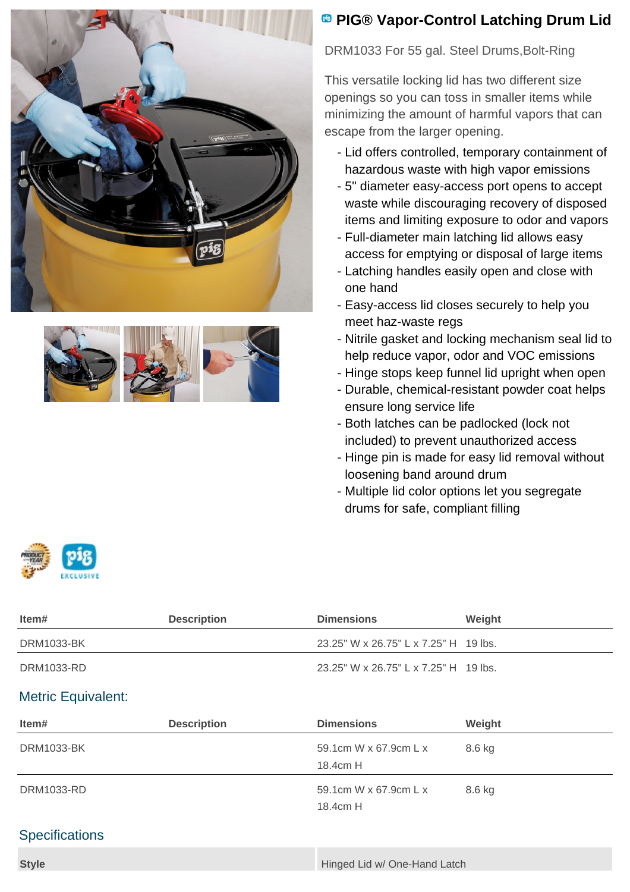# PIG® Vapor-Control Latching Drum Lid

DRM1033 For 55 gal. Steel Drums,Bolt-Ring

This versatile locking lid has two different size openings so you can toss in smaller items while minimizing the amount of harmful vapors that can escape from the larger opening.

- Lid offers controlled, temporary containment of hazardous waste with high vapor emissions
- 5" diameter easy-access port opens to accept waste while discouraging recovery of disposed items and limiting exposure to odor and vapors
- Full-diameter main latching lid allows easy access for emptying or disposal of large items
- Latching handles easily open and close with one hand
- Easy-access lid closes securely to help you meet haz-waste regs
- Nitrile gasket and locking mechanism seal lid to help reduce vapor, odor and VOC emissions
- Hinge stops keep funnel lid upright when open
- Durable, chemical-resistant powder coat helps ensure long service life
- Both latches can be padlocked (lock not included) to prevent unauthorized access
- Hinge pin is made for easy lid removal without loosening band around drum
- Multiple lid color options let you segregate drums for safe, compliant filling

| Item# | Description | Dimensions | Weight |
|---|---|---|---|
| DRM1033-BK | | 23.25" W x 26.75" L x 7.25" H | 19 lbs. |
| DRM1033-RD | | 23.25" W x 26.75" L x 7.25" H | 19 lbs. |

## Metric Equivalent:

| Item# | Description | Dimensions | Weight |
|---|---|---|---|
| DRM1033-BK | | 59.1cm W x 67.9cm L x 18.4cm H | 8.6 kg |
| DRM1033-RD | | 59.1cm W x 67.9cm L x 18.4cm H | 8.6 kg |

## Specifications

| | |
|---|---|
| **Style** | Hinged Lid w/ One-Hand Latch |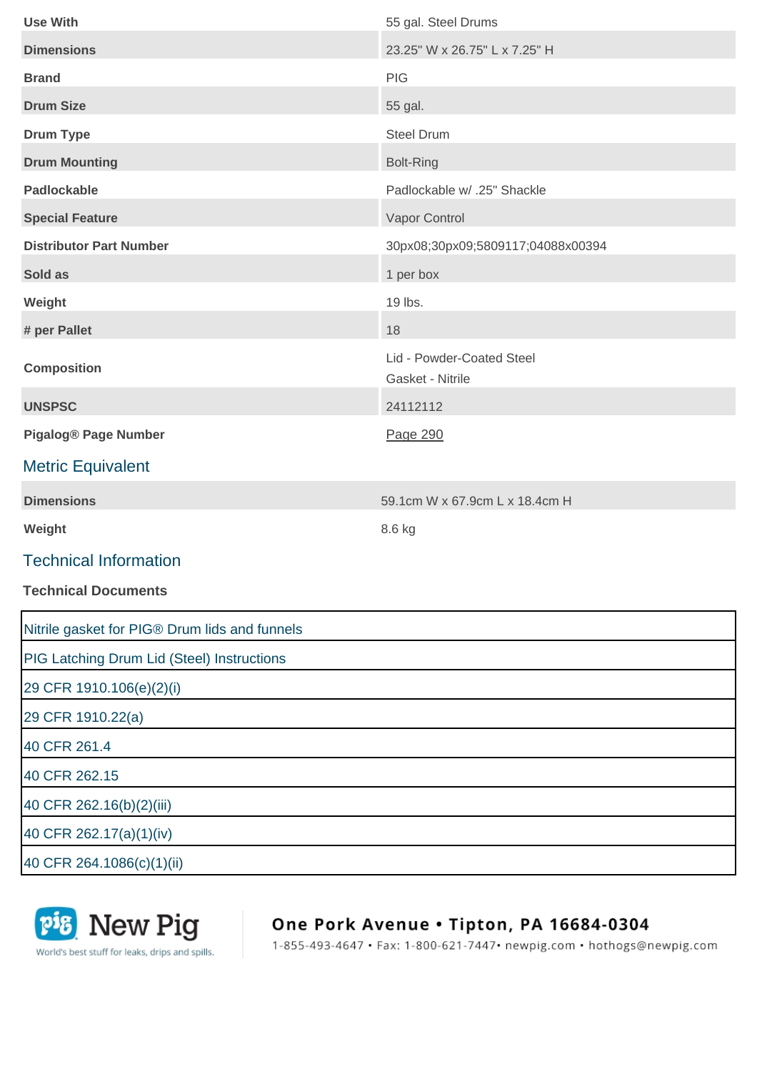| | |
|---|---|
| **Use With** | 55 gal. Steel Drums |
| **Dimensions** | 23.25" W x 26.75" L x 7.25" H |
| **Brand** | PIG |
| **Drum Size** | 55 gal. |
| **Drum Type** | Steel Drum |
| **Drum Mounting** | Bolt-Ring |
| **Padlockable** | Padlockable w/ .25" Shackle |
| **Special Feature** | Vapor Control |
| **Distributor Part Number** | 30px08;30px09;5809117;04088x00394 |
| **Sold as** | 1 per box |
| **Weight** | 19 lbs. |
| **# per Pallet** | 18 |
| **Composition** | Lid - Powder-Coated Steel<br>Gasket - Nitrile |
| **UNSPSC** | 24112112 |
| **Pigalog® Page Number** | Page 290 |

## Metric Equivalent

| | |
|---|---|
| **Dimensions** | 59.1cm W x 67.9cm L x 18.4cm H |
| **Weight** | 8.6 kg |

## Technical Information

**Technical Documents**

| |
|---|
| Nitrile gasket for PIG® Drum lids and funnels |
| PIG Latching Drum Lid (Steel) Instructions |
| 29 CFR 1910.106(e)(2)(i) |
| 29 CFR 1910.22(a) |
| 40 CFR 261.4 |
| 40 CFR 262.15 |
| 40 CFR 262.16(b)(2)(iii) |
| 40 CFR 262.17(a)(1)(iv) |
| 40 CFR 264.1086(c)(1)(ii) |

New Pig
World's best stuff for leaks, drips and spills.

One Pork Avenue • Tipton, PA 16684-0304
1-855-493-4647 • Fax: 1-800-621-7447 • newpig.com • hothogs@newpig.com